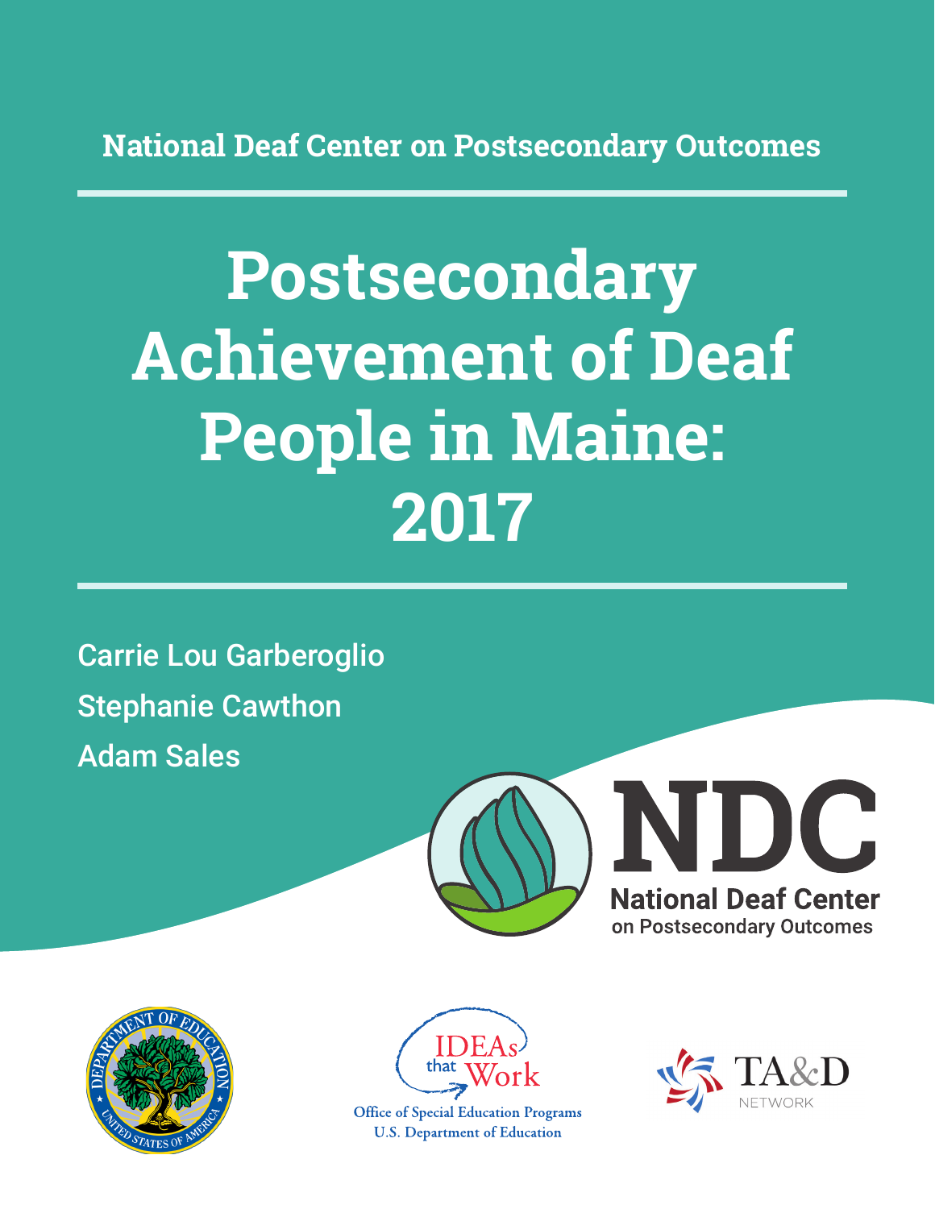National Deaf Center on Postsecondary Outcomes

# Postsecondary Achievement of Deaf People in Maine: 2017

Carrie Lou Garberoglio

Stephanie Cawthon

Adam Sales

NDC

National Deaf Center on Postsecondary Outcomes

IDEAs that Work

Office of Special Education Programs
U.S. Department of Education

TA&D NETWORK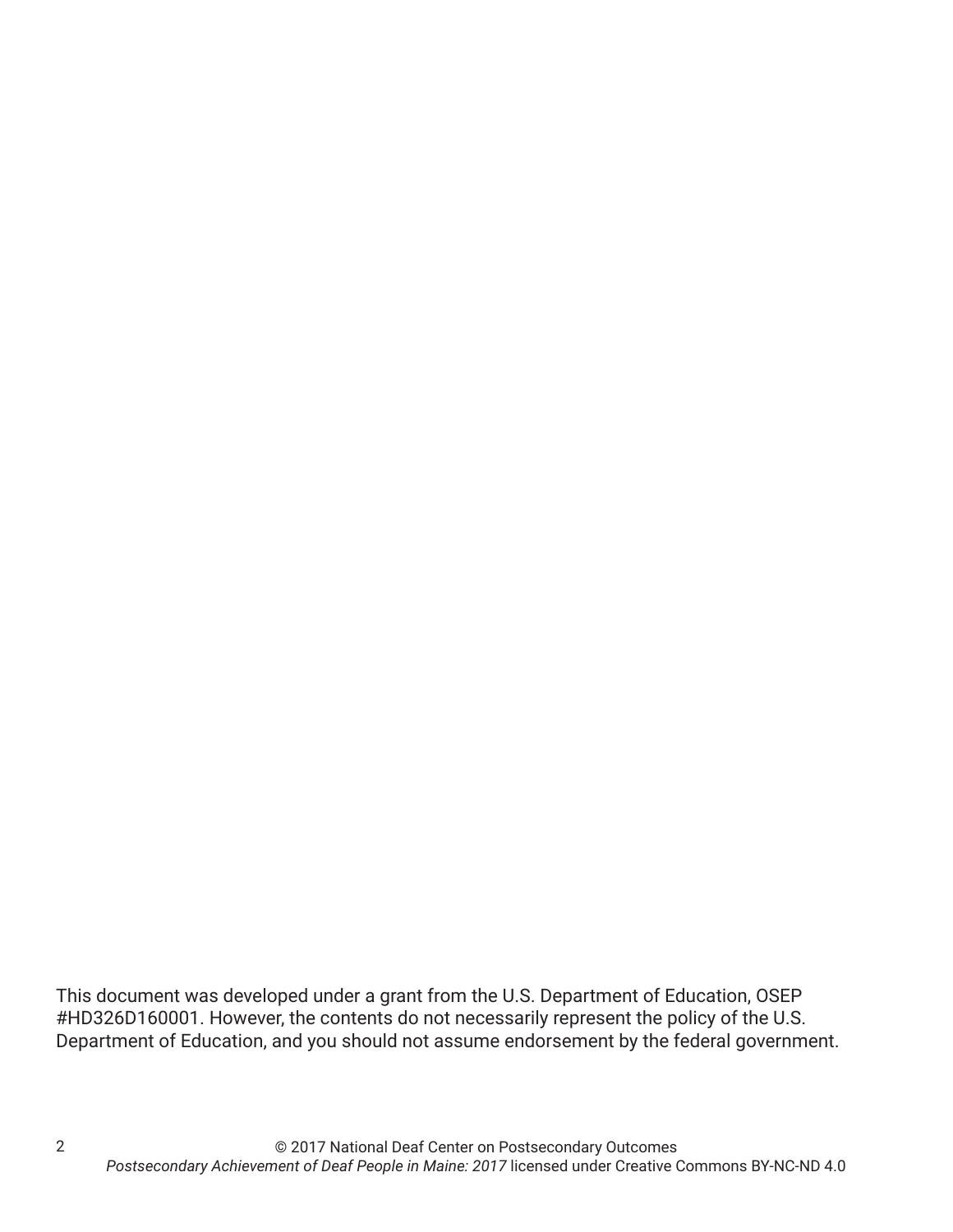This document was developed under a grant from the U.S. Department of Education, OSEP #HD326D160001. However, the contents do not necessarily represent the policy of the U.S. Department of Education, and you should not assume endorsement by the federal government.

© 2017 National Deaf Center on Postsecondary Outcomes
*Postsecondary Achievement of Deaf People in Maine: 2017* licensed under Creative Commons BY-NC-ND 4.0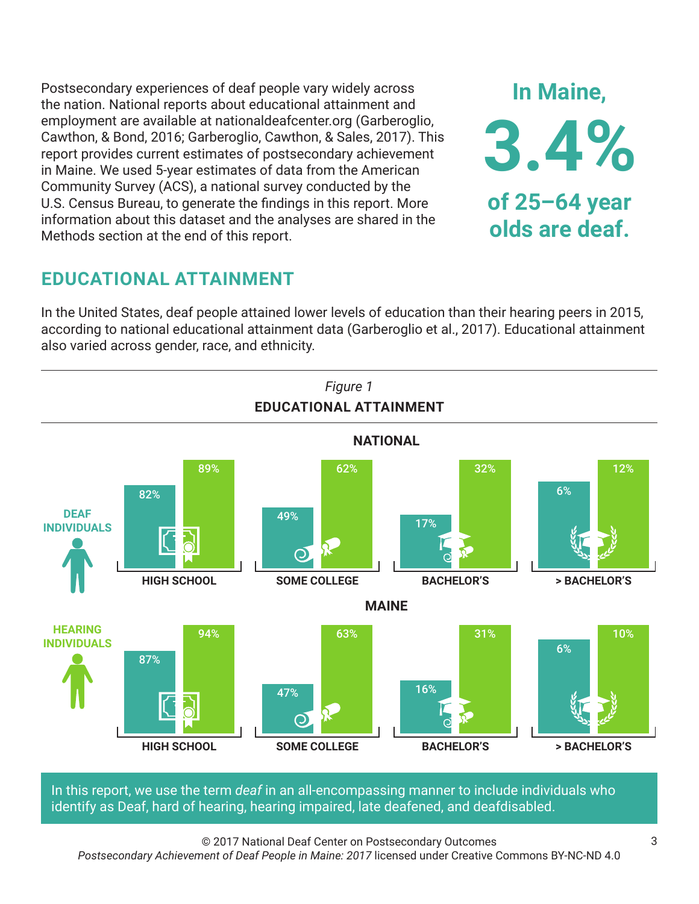Postsecondary experiences of deaf people vary widely across the nation. National reports about educational attainment and employment are available at nationaldeafcenter.org (Garberoglio, Cawthon, & Bond, 2016; Garberoglio, Cawthon, & Sales, 2017). This report provides current estimates of postsecondary achievement in Maine. We used 5-year estimates of data from the American Community Survey (ACS), a national survey conducted by the U.S. Census Bureau, to generate the findings in this report. More information about this dataset and the analyses are shared in the Methods section at the end of this report.

**In Maine, 3.4% of 25–64 year olds are deaf.**

## EDUCATIONAL ATTAINMENT

In the United States, deaf people attained lower levels of education than their hearing peers in 2015, according to national educational attainment data (Garberoglio et al., 2017). Educational attainment also varied across gender, race, and ethnicity.

*Figure 1*

**EDUCATIONAL ATTAINMENT**

**NATIONAL**

| | High School | Some College | Bachelor's | > Bachelor's |
|---|---|---|---|---|
| Deaf Individuals | 82% | 49% | 17% | 6% |
| Hearing Individuals | 89% | 62% | 32% | 12% |

**MAINE**

| | High School | Some College | Bachelor's | > Bachelor's |
|---|---|---|---|---|
| Deaf Individuals | 87% | 47% | 16% | 6% |
| Hearing Individuals | 94% | 63% | 31% | 10% |

In this report, we use the term *deaf* in an all-encompassing manner to include individuals who identify as Deaf, hard of hearing, hearing impaired, late deafened, and deafdisabled.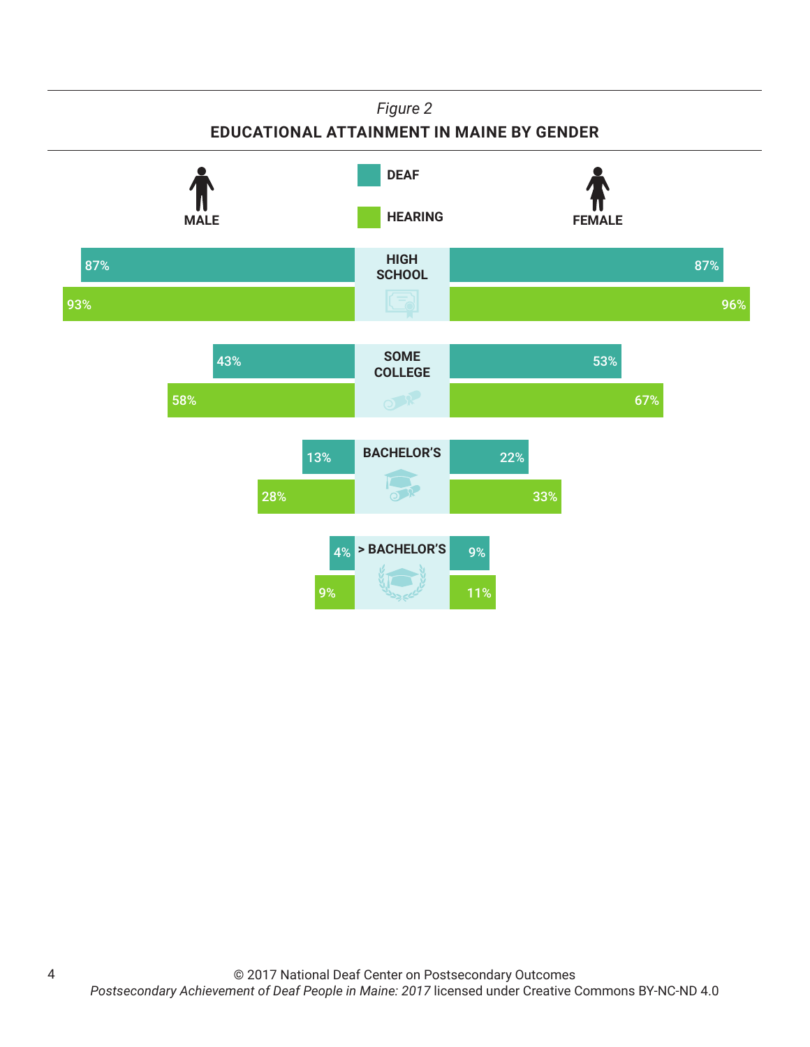*Figure 2*

**EDUCATIONAL ATTAINMENT IN MAINE BY GENDER**

| | Male Deaf | Male Hearing | Female Deaf | Female Hearing |
|---|---|---|---|---|
| HIGH SCHOOL | 87% | 93% | 87% | 96% |
| SOME COLLEGE | 43% | 58% | 53% | 67% |
| BACHELOR'S | 13% | 28% | 22% | 33% |
| > BACHELOR'S | 4% | 9% | 9% | 11% |

© 2017 National Deaf Center on Postsecondary Outcomes
*Postsecondary Achievement of Deaf People in Maine: 2017* licensed under Creative Commons BY-NC-ND 4.0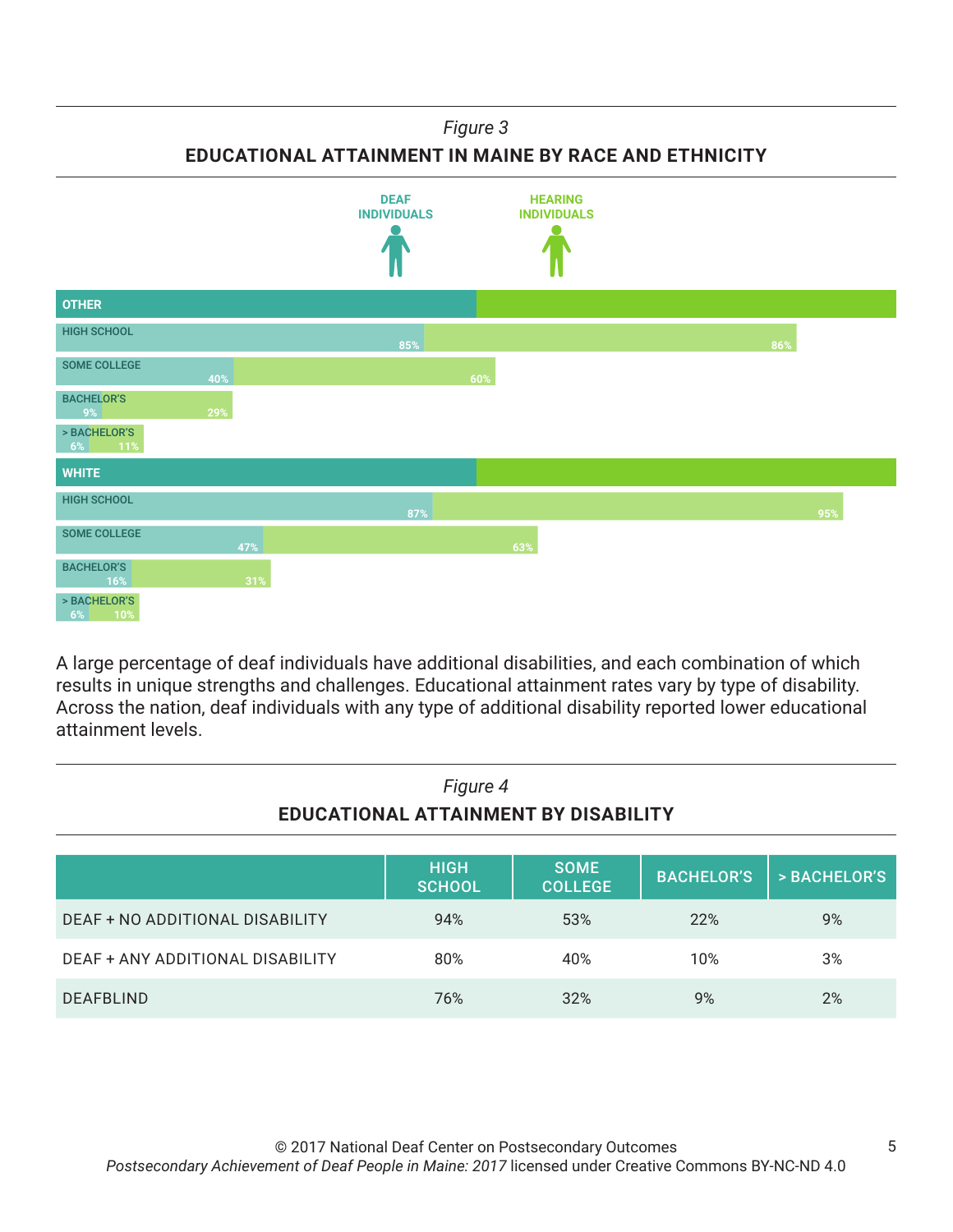*Figure 3*

**EDUCATIONAL ATTAINMENT IN MAINE BY RACE AND ETHNICITY**

| | DEAF INDIVIDUALS | HEARING INDIVIDUALS |
|---|---|---|
| **OTHER** | | |
| HIGH SCHOOL | 85% | 86% |
| SOME COLLEGE | 40% | 60% |
| BACHELOR'S | 9% | 29% |
| > BACHELOR'S | 6% | 11% |
| **WHITE** | | |
| HIGH SCHOOL | 87% | 95% |
| SOME COLLEGE | 47% | 63% |
| BACHELOR'S | 16% | 31% |
| > BACHELOR'S | 6% | 10% |

A large percentage of deaf individuals have additional disabilities, and each combination of which results in unique strengths and challenges. Educational attainment rates vary by type of disability. Across the nation, deaf individuals with any type of additional disability reported lower educational attainment levels.

*Figure 4*

**EDUCATIONAL ATTAINMENT BY DISABILITY**

| | HIGH SCHOOL | SOME COLLEGE | BACHELOR'S | > BACHELOR'S |
|---|---|---|---|---|
| DEAF + NO ADDITIONAL DISABILITY | 94% | 53% | 22% | 9% |
| DEAF + ANY ADDITIONAL DISABILITY | 80% | 40% | 10% | 3% |
| DEAFBLIND | 76% | 32% | 9% | 2% |

© 2017 National Deaf Center on Postsecondary Outcomes
*Postsecondary Achievement of Deaf People in Maine: 2017* licensed under Creative Commons BY-NC-ND 4.0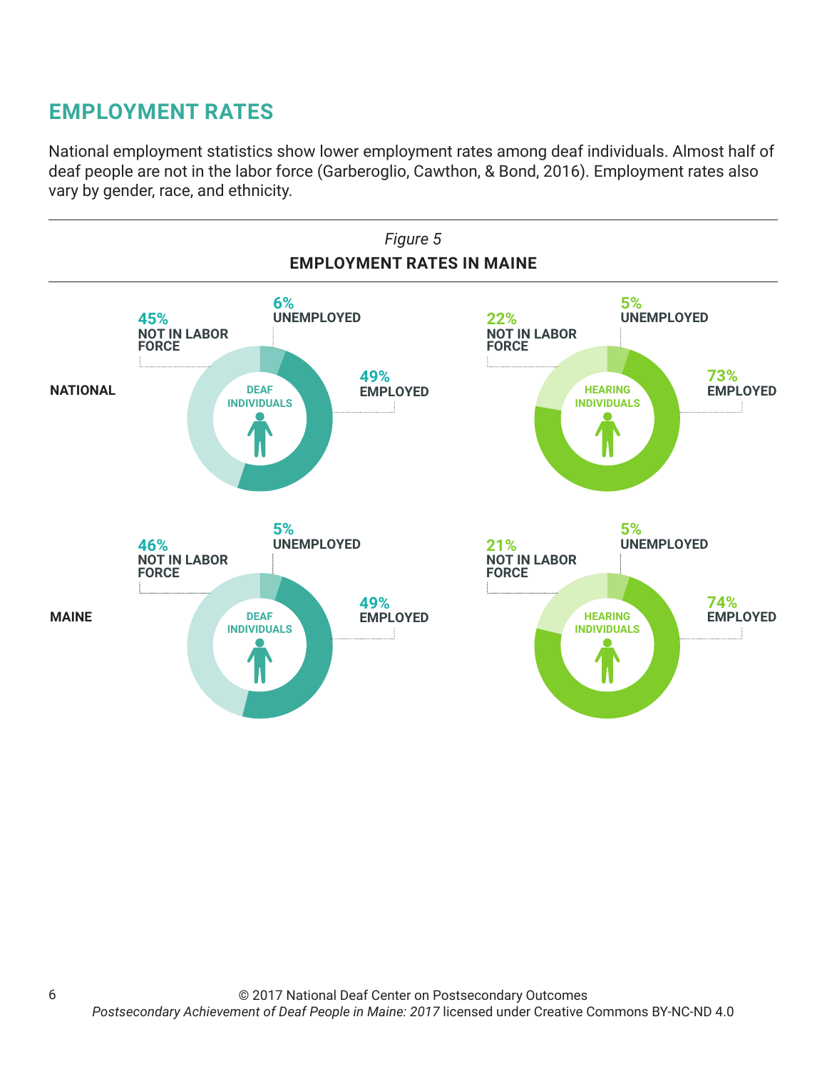## EMPLOYMENT RATES

National employment statistics show lower employment rates among deaf individuals. Almost half of deaf people are not in the labor force (Garberoglio, Cawthon, & Bond, 2016). Employment rates also vary by gender, race, and ethnicity.

*Figure 5*

**EMPLOYMENT RATES IN MAINE**

| | Deaf Individuals | | | Hearing Individuals | | |
|---|---|---|---|---|---|---|
| | Not in Labor Force | Unemployed | Employed | Not in Labor Force | Unemployed | Employed |
| **NATIONAL** | 45% | 6% | 49% | 22% | 5% | 73% |
| **MAINE** | 46% | 5% | 49% | 21% | 5% | 74% |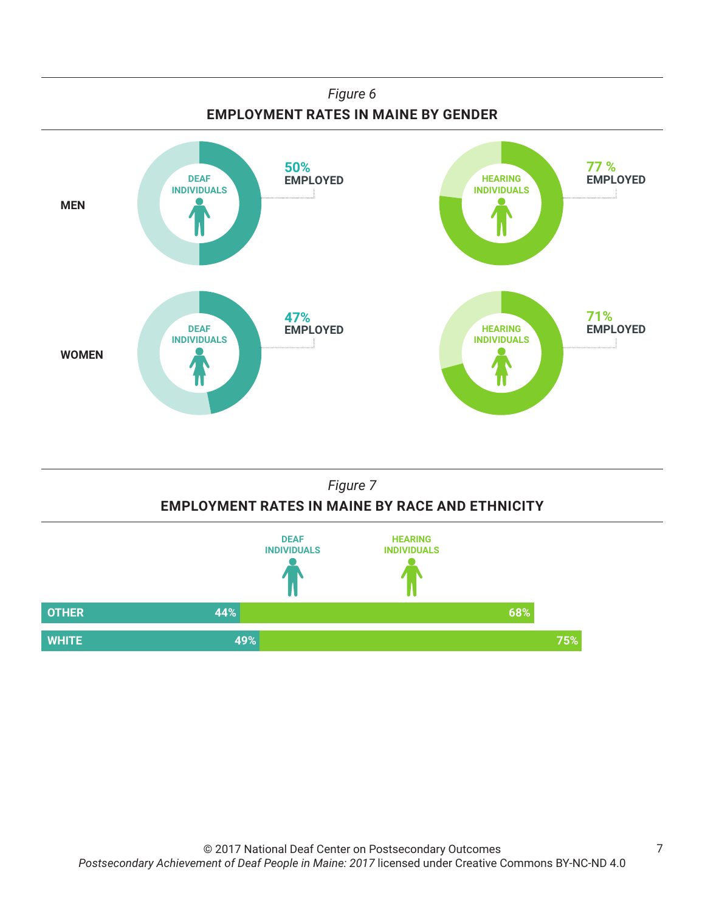*Figure 6*

**EMPLOYMENT RATES IN MAINE BY GENDER**

| | DEAF INDIVIDUALS | HEARING INDIVIDUALS |
|---|---|---|
| MEN | 50% EMPLOYED | 77 % EMPLOYED |
| WOMEN | 47% EMPLOYED | 71% EMPLOYED |

*Figure 7*

**EMPLOYMENT RATES IN MAINE BY RACE AND ETHNICITY**

| | DEAF INDIVIDUALS | HEARING INDIVIDUALS |
|---|---|---|
| OTHER | 44% | 68% |
| WHITE | 49% | 75% |

© 2017 National Deaf Center on Postsecondary Outcomes
*Postsecondary Achievement of Deaf People in Maine: 2017* licensed under Creative Commons BY-NC-ND 4.0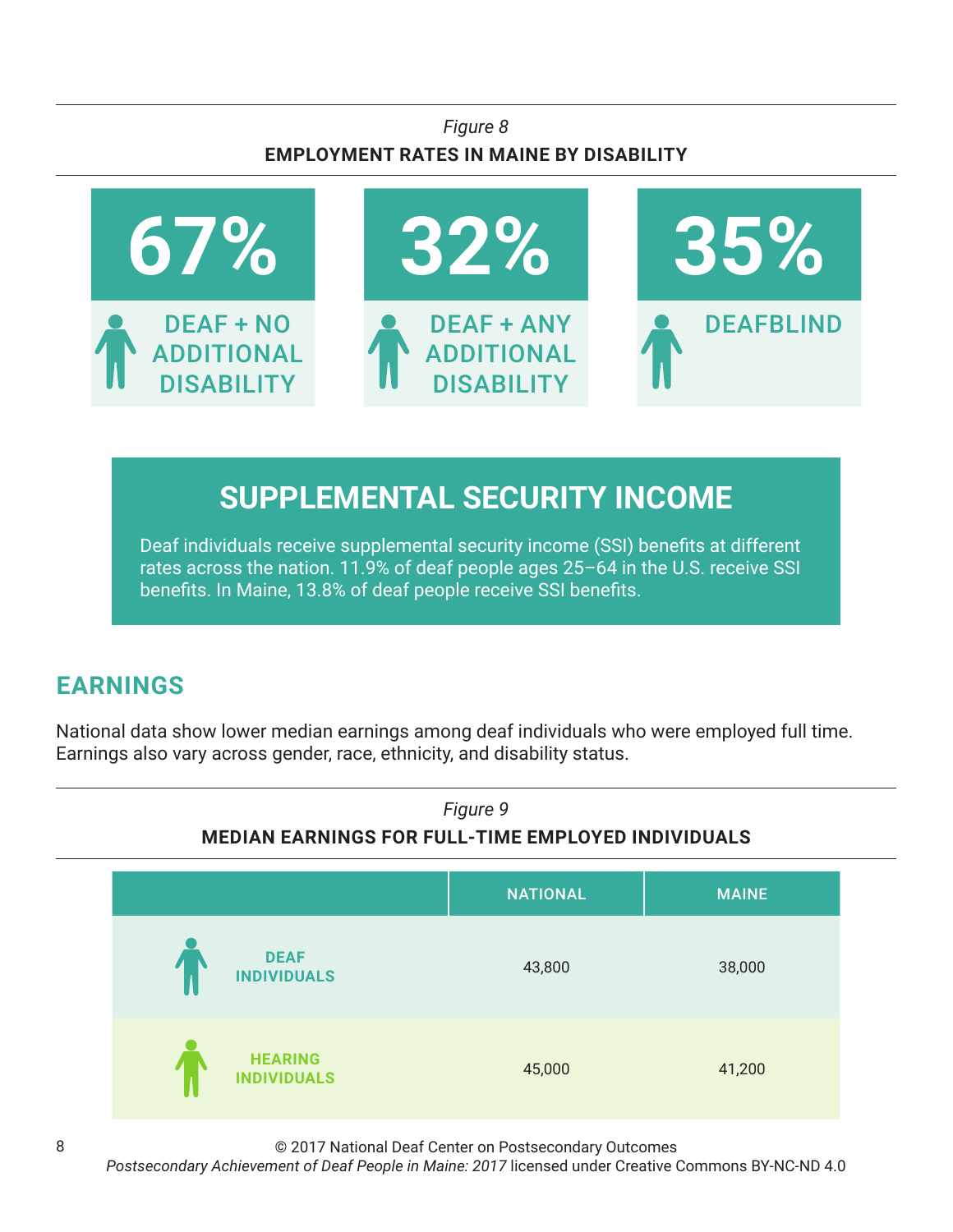*Figure 8*

**EMPLOYMENT RATES IN MAINE BY DISABILITY**

| 67% | 32% | 35% |
|---|---|---|
| DEAF + NO ADDITIONAL DISABILITY | DEAF + ANY ADDITIONAL DISABILITY | DEAFBLIND |

## SUPPLEMENTAL SECURITY INCOME

Deaf individuals receive supplemental security income (SSI) benefits at different rates across the nation. 11.9% of deaf people ages 25–64 in the U.S. receive SSI benefits. In Maine, 13.8% of deaf people receive SSI benefits.

## EARNINGS

National data show lower median earnings among deaf individuals who were employed full time. Earnings also vary across gender, race, ethnicity, and disability status.

*Figure 9*

**MEDIAN EARNINGS FOR FULL-TIME EMPLOYED INDIVIDUALS**

| | NATIONAL | MAINE |
|---|---|---|
| DEAF INDIVIDUALS | 43,800 | 38,000 |
| HEARING INDIVIDUALS | 45,000 | 41,200 |

© 2017 National Deaf Center on Postsecondary Outcomes
*Postsecondary Achievement of Deaf People in Maine: 2017* licensed under Creative Commons BY-NC-ND 4.0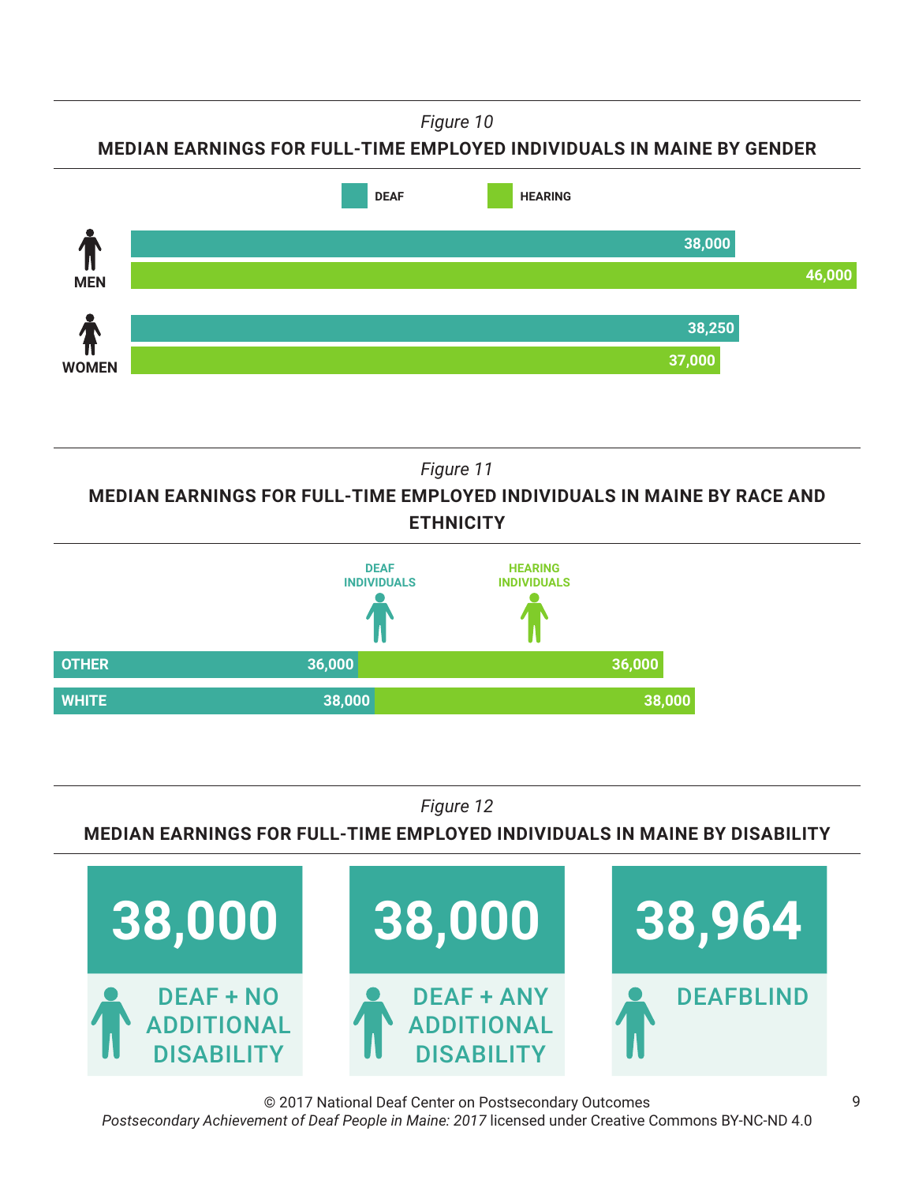*Figure 10*

**MEDIAN EARNINGS FOR FULL-TIME EMPLOYED INDIVIDUALS IN MAINE BY GENDER**

| | DEAF | HEARING |
|---|---|---|
| MEN | 38,000 | 46,000 |
| WOMEN | 38,250 | 37,000 |

*Figure 11*

**MEDIAN EARNINGS FOR FULL-TIME EMPLOYED INDIVIDUALS IN MAINE BY RACE AND ETHNICITY**

| | DEAF INDIVIDUALS | HEARING INDIVIDUALS |
|---|---|---|
| OTHER | 36,000 | 36,000 |
| WHITE | 38,000 | 38,000 |

*Figure 12*

**MEDIAN EARNINGS FOR FULL-TIME EMPLOYED INDIVIDUALS IN MAINE BY DISABILITY**

| DEAF + NO ADDITIONAL DISABILITY | DEAF + ANY ADDITIONAL DISABILITY | DEAFBLIND |
|---|---|---|
| 38,000 | 38,000 | 38,964 |

© 2017 National Deaf Center on Postsecondary Outcomes
*Postsecondary Achievement of Deaf People in Maine: 2017* licensed under Creative Commons BY-NC-ND 4.0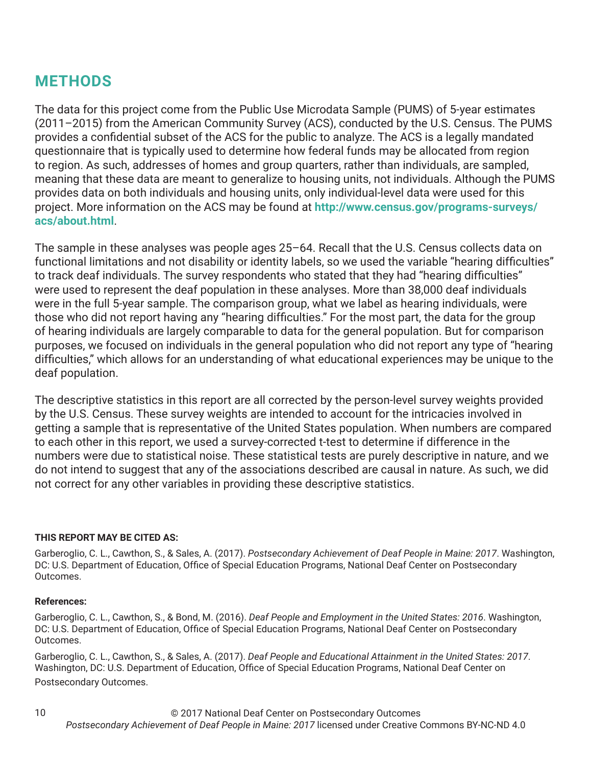## METHODS

The data for this project come from the Public Use Microdata Sample (PUMS) of 5-year estimates (2011–2015) from the American Community Survey (ACS), conducted by the U.S. Census. The PUMS provides a confidential subset of the ACS for the public to analyze. The ACS is a legally mandated questionnaire that is typically used to determine how federal funds may be allocated from region to region. As such, addresses of homes and group quarters, rather than individuals, are sampled, meaning that these data are meant to generalize to housing units, not individuals. Although the PUMS provides data on both individuals and housing units, only individual-level data were used for this project. More information on the ACS may be found at **http://www.census.gov/programs-surveys/acs/about.html**.

The sample in these analyses was people ages 25–64. Recall that the U.S. Census collects data on functional limitations and not disability or identity labels, so we used the variable "hearing difficulties" to track deaf individuals. The survey respondents who stated that they had "hearing difficulties" were used to represent the deaf population in these analyses. More than 38,000 deaf individuals were in the full 5-year sample. The comparison group, what we label as hearing individuals, were those who did not report having any "hearing difficulties." For the most part, the data for the group of hearing individuals are largely comparable to data for the general population. But for comparison purposes, we focused on individuals in the general population who did not report any type of "hearing difficulties," which allows for an understanding of what educational experiences may be unique to the deaf population.

The descriptive statistics in this report are all corrected by the person-level survey weights provided by the U.S. Census. These survey weights are intended to account for the intricacies involved in getting a sample that is representative of the United States population. When numbers are compared to each other in this report, we used a survey-corrected t-test to determine if difference in the numbers were due to statistical noise. These statistical tests are purely descriptive in nature, and we do not intend to suggest that any of the associations described are causal in nature. As such, we did not correct for any other variables in providing these descriptive statistics.

**THIS REPORT MAY BE CITED AS:**

Garberoglio, C. L., Cawthon, S., & Sales, A. (2017). *Postsecondary Achievement of Deaf People in Maine: 2017*. Washington, DC: U.S. Department of Education, Office of Special Education Programs, National Deaf Center on Postsecondary Outcomes.

**References:**

Garberoglio, C. L., Cawthon, S., & Bond, M. (2016). *Deaf People and Employment in the United States: 2016*. Washington, DC: U.S. Department of Education, Office of Special Education Programs, National Deaf Center on Postsecondary Outcomes.

Garberoglio, C. L., Cawthon, S., & Sales, A. (2017). *Deaf People and Educational Attainment in the United States: 2017*. Washington, DC: U.S. Department of Education, Office of Special Education Programs, National Deaf Center on Postsecondary Outcomes.

© 2017 National Deaf Center on Postsecondary Outcomes
*Postsecondary Achievement of Deaf People in Maine: 2017* licensed under Creative Commons BY-NC-ND 4.0